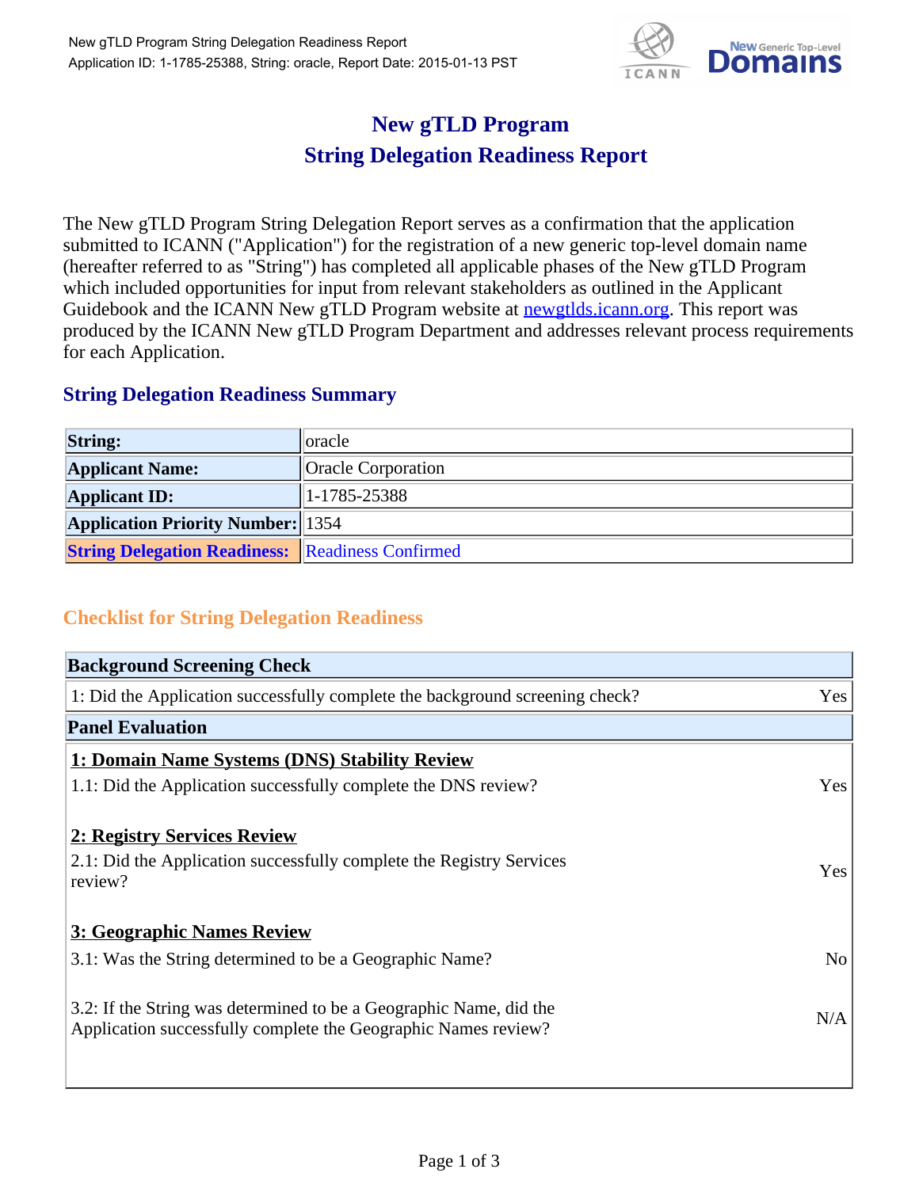# New gTLD Program
# String Delegation Readiness Report

The New gTLD Program String Delegation Report serves as a confirmation that the application submitted to ICANN ("Application") for the registration of a new generic top-level domain name (hereafter referred to as "String") has completed all applicable phases of the New gTLD Program which included opportunities for input from relevant stakeholders as outlined in the Applicant Guidebook and the ICANN New gTLD Program website at newgtlds.icann.org. This report was produced by the ICANN New gTLD Program Department and addresses relevant process requirements for each Application.

## String Delegation Readiness Summary

| | |
|---|---|
| **String:** | oracle |
| **Applicant Name:** | Oracle Corporation |
| **Applicant ID:** | 1-1785-25388 |
| **Application Priority Number:** | 1354 |
| **String Delegation Readiness:** | Readiness Confirmed |

## Checklist for String Delegation Readiness

| **Background Screening Check** | |
|---|---|
| 1: Did the Application successfully complete the background screening check? | Yes |
| **Panel Evaluation** | |
| **1: Domain Name Systems (DNS) Stability Review** | |
| 1.1: Did the Application successfully complete the DNS review? | Yes |
| **2: Registry Services Review** | |
| 2.1: Did the Application successfully complete the Registry Services review? | Yes |
| **3: Geographic Names Review** | |
| 3.1: Was the String determined to be a Geographic Name? | No |
| 3.2: If the String was determined to be a Geographic Name, did the Application successfully complete the Geographic Names review? | N/A |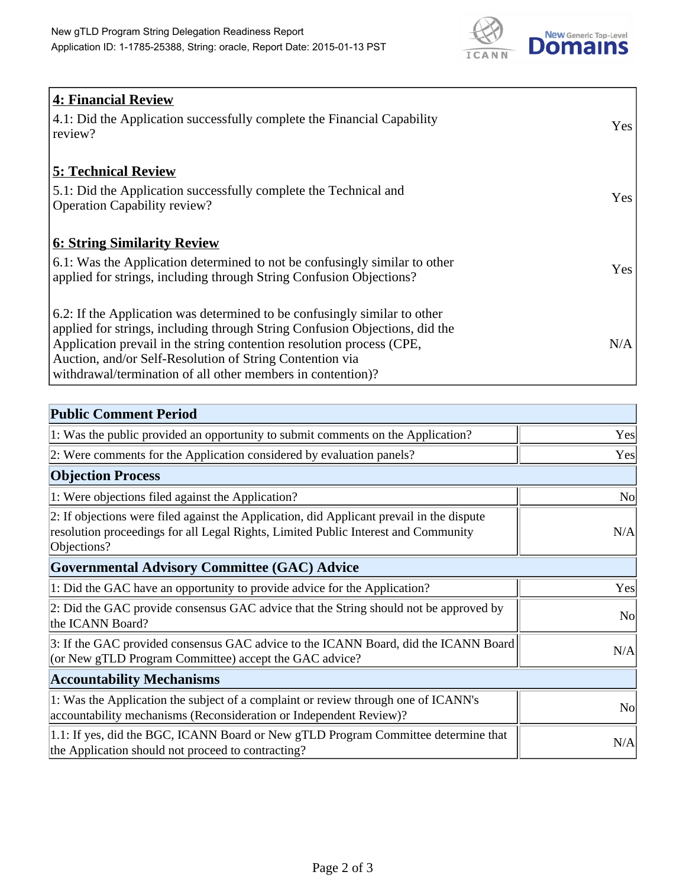| **4: Financial Review** | |
| --- | --- |
| 4.1: Did the Application successfully complete the Financial Capability review? | Yes |
| **5: Technical Review** | |
| 5.1: Did the Application successfully complete the Technical and Operation Capability review? | Yes |
| **6: String Similarity Review** | |
| 6.1: Was the Application determined to not be confusingly similar to other applied for strings, including through String Confusion Objections? | Yes |
| 6.2: If the Application was determined to be confusingly similar to other applied for strings, including through String Confusion Objections, did the Application prevail in the string contention resolution process (CPE, Auction, and/or Self-Resolution of String Contention via withdrawal/termination of all other members in contention)? | N/A |

| **Public Comment Period** | |
| --- | --- |
| 1: Was the public provided an opportunity to submit comments on the Application? | Yes |
| 2: Were comments for the Application considered by evaluation panels? | Yes |
| **Objection Process** | |
| 1: Were objections filed against the Application? | No |
| 2: If objections were filed against the Application, did Applicant prevail in the dispute resolution proceedings for all Legal Rights, Limited Public Interest and Community Objections? | N/A |
| **Governmental Advisory Committee (GAC) Advice** | |
| 1: Did the GAC have an opportunity to provide advice for the Application? | Yes |
| 2: Did the GAC provide consensus GAC advice that the String should not be approved by the ICANN Board? | No |
| 3: If the GAC provided consensus GAC advice to the ICANN Board, did the ICANN Board (or New gTLD Program Committee) accept the GAC advice? | N/A |
| **Accountability Mechanisms** | |
| 1: Was the Application the subject of a complaint or review through one of ICANN's accountability mechanisms (Reconsideration or Independent Review)? | No |
| 1.1: If yes, did the BGC, ICANN Board or New gTLD Program Committee determine that the Application should not proceed to contracting? | N/A |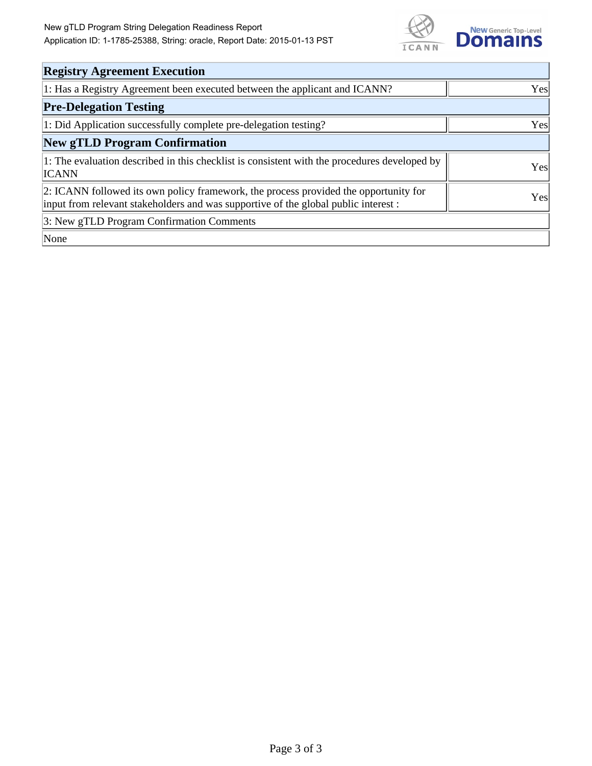## Registry Agreement Execution

| | |
|---|---|
| 1: Has a Registry Agreement been executed between the applicant and ICANN? | Yes |

## Pre-Delegation Testing

| | |
|---|---|
| 1: Did Application successfully complete pre-delegation testing? | Yes |

## New gTLD Program Confirmation

| | |
|---|---|
| 1: The evaluation described in this checklist is consistent with the procedures developed by ICANN | Yes |
| 2: ICANN followed its own policy framework, the process provided the opportunity for input from relevant stakeholders and was supportive of the global public interest : | Yes |

3: New gTLD Program Confirmation Comments

None